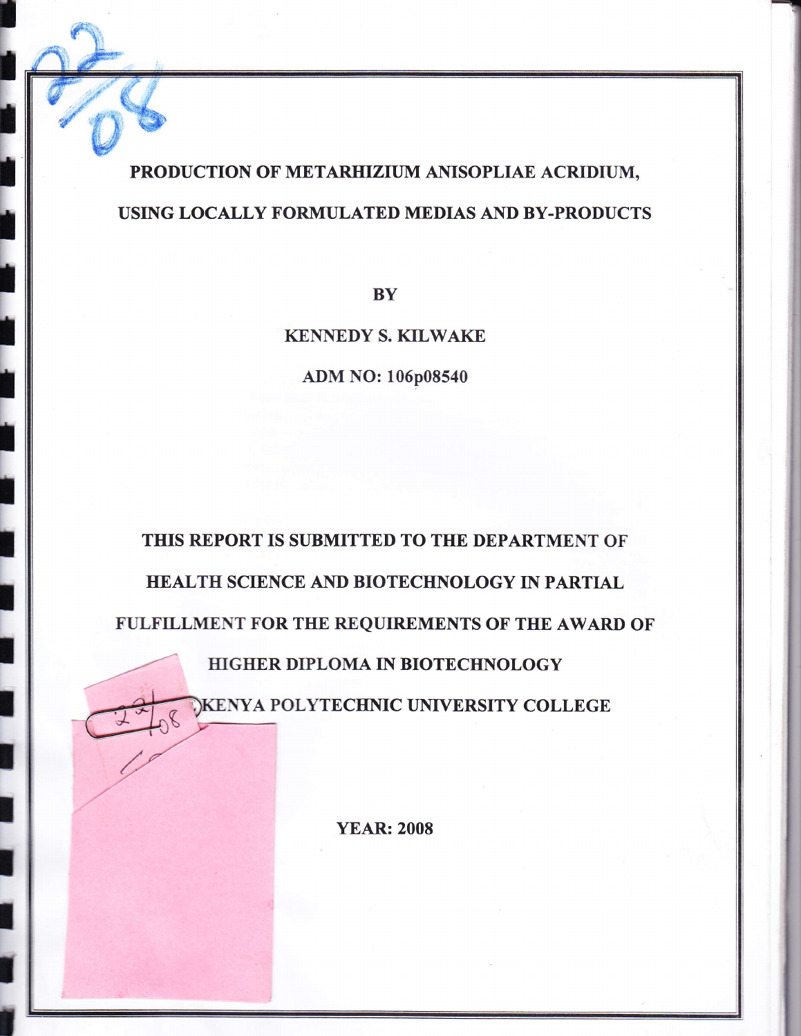# PRODUCTION OF METARHIZIUM ANISOPLIAE ACRIDIUM, USING LOCALLY FORMULATED MEDIAS AND BY-PRODUCTS

**BY**

**KENNEDY S. KILWAKE**

**ADM NO: 106p08540**

**THIS REPORT IS SUBMITTED TO THE DEPARTMENT OF HEALTH SCIENCE AND BIOTECHNOLOGY IN PARTIAL FULFILLMENT FOR THE REQUIREMENTS OF THE AWARD OF HIGHER DIPLOMA IN BIOTECHNOLOGY**

**KENYA POLYTECHNIC UNIVERSITY COLLEGE**

**YEAR: 2008**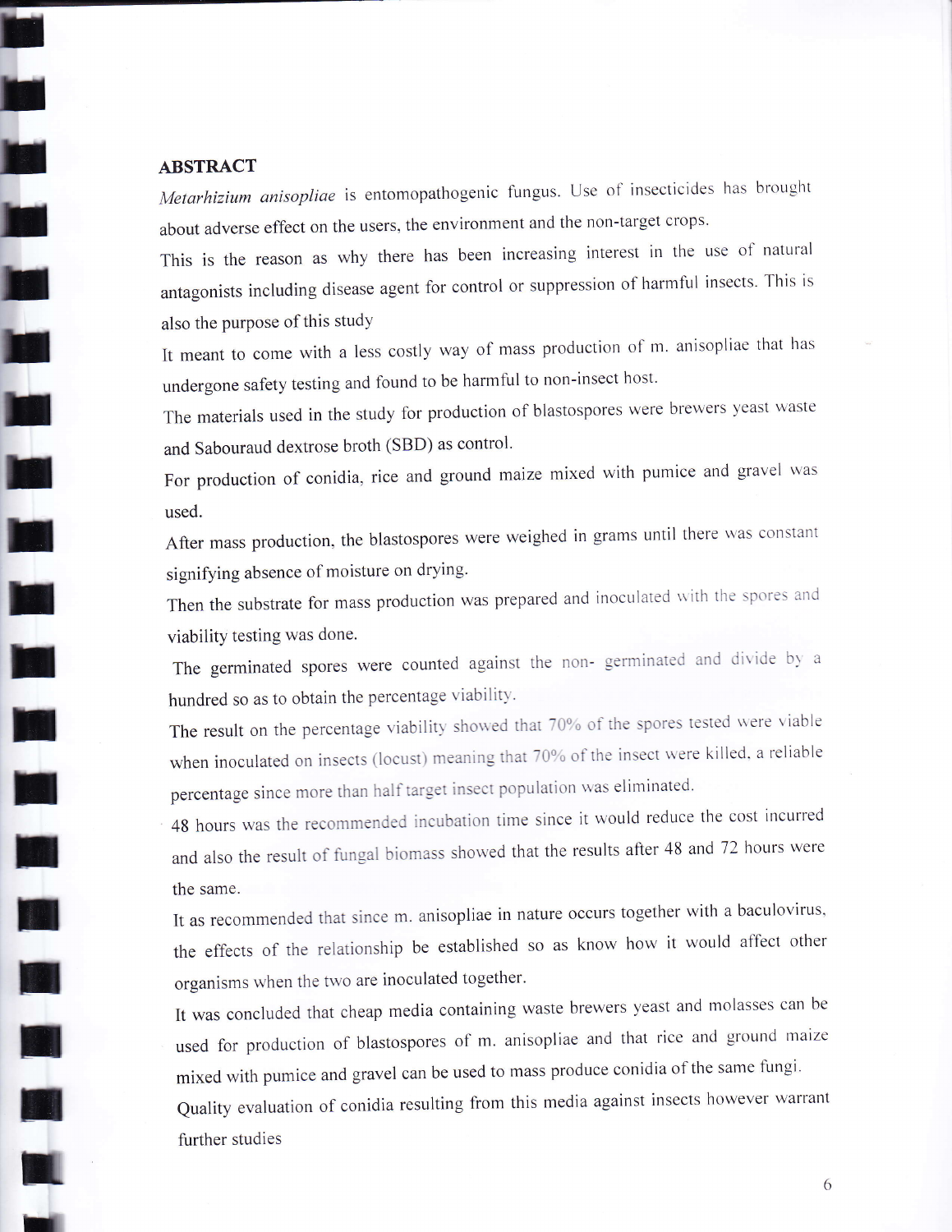## ABSTRACT

*Metarhizium anisopliae* is entomopathogenic fungus. Use of insecticides has brought about adverse effect on the users, the environment and the non-target crops.

This is the reason as why there has been increasing interest in the use of natural antagonists including disease agent for control or suppression of harmful insects. This is also the purpose of this study

It meant to come with a less costly way of mass production of m. anisopliae that has undergone safety testing and found to be harmful to non-insect host.

The materials used in the study for production of blastospores were brewers yeast waste and Sabouraud dextrose broth (SBD) as control.

For production of conidia, rice and ground maize mixed with pumice and gravel was used.

After mass production, the blastospores were weighed in grams until there was constant signifying absence of moisture on drying.

Then the substrate for mass production was prepared and inoculated with the spores and viability testing was done.

The germinated spores were counted against the non- germinated and divide by a hundred so as to obtain the percentage viability.

The result on the percentage viability showed that 70% of the spores tested were viable when inoculated on insects (locust) meaning that 70% of the insect were killed, a reliable percentage since more than half target insect population was eliminated.

48 hours was the recommended incubation time since it would reduce the cost incurred and also the result of fungal biomass showed that the results after 48 and 72 hours were the same.

It as recommended that since m. anisopliae in nature occurs together with a baculovirus, the effects of the relationship be established so as know how it would affect other organisms when the two are inoculated together.

It was concluded that cheap media containing waste brewers yeast and molasses can be used for production of blastospores of m. anisopliae and that rice and ground maize mixed with pumice and gravel can be used to mass produce conidia of the same fungi.

Quality evaluation of conidia resulting from this media against insects however warrant further studies